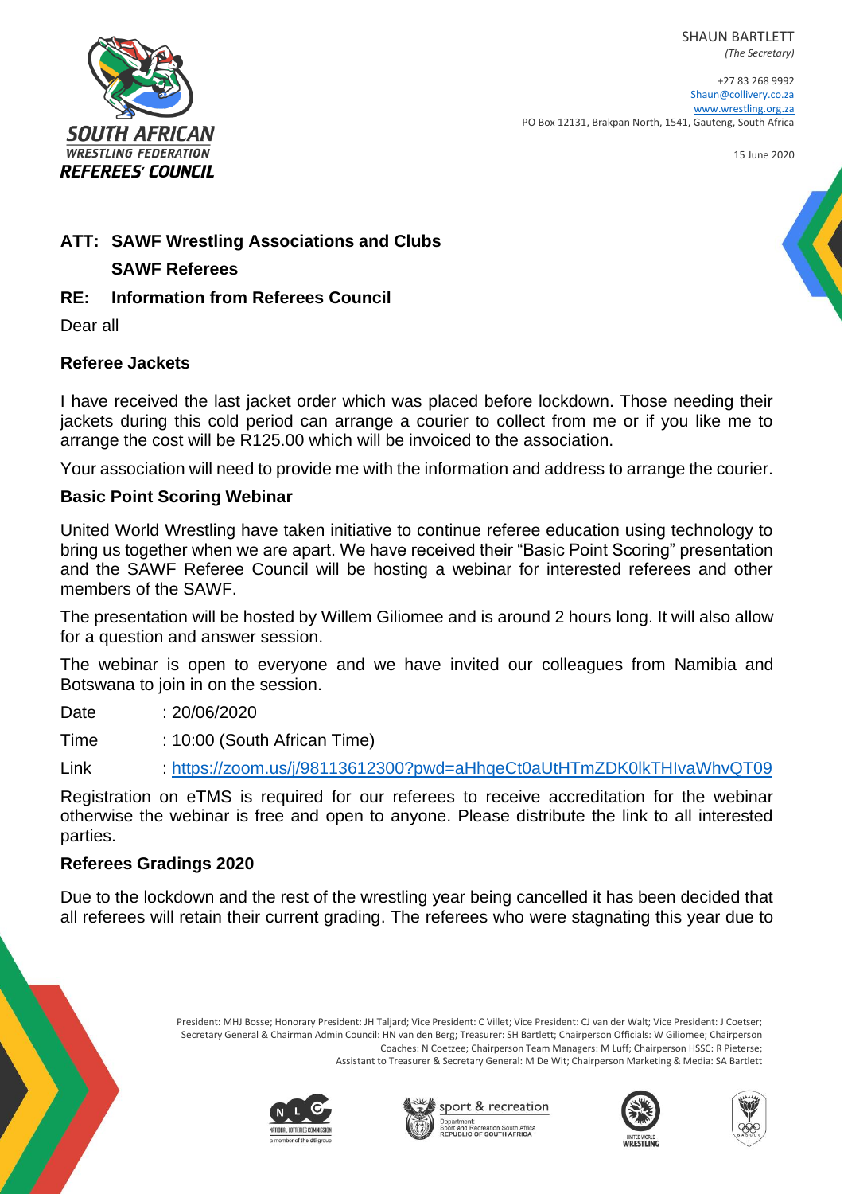SOUTH AFRICAN WRESTLING FEDERATION REFEREES' COUNCIL

SHAUN BARTLETT
*(The Secretary)*

+27 83 268 9992
Shaun@collivery.co.za
www.wrestling.org.za
PO Box 12131, Brakpan North, 1541, Gauteng, South Africa

15 June 2020

**ATT: SAWF Wrestling Associations and Clubs**
**SAWF Referees**

**RE: Information from Referees Council**

Dear all

## Referee Jackets

I have received the last jacket order which was placed before lockdown. Those needing their jackets during this cold period can arrange a courier to collect from me or if you like me to arrange the cost will be R125.00 which will be invoiced to the association.

Your association will need to provide me with the information and address to arrange the courier.

## Basic Point Scoring Webinar

United World Wrestling have taken initiative to continue referee education using technology to bring us together when we are apart. We have received their "Basic Point Scoring" presentation and the SAWF Referee Council will be hosting a webinar for interested referees and other members of the SAWF.

The presentation will be hosted by Willem Giliomee and is around 2 hours long. It will also allow for a question and answer session.

The webinar is open to everyone and we have invited our colleagues from Namibia and Botswana to join in on the session.

Date : 20/06/2020

Time : 10:00 (South African Time)

Link : https://zoom.us/j/98113612300?pwd=aHhqeCt0aUtHTmZDK0lkTHIvaWhvQT09

Registration on eTMS is required for our referees to receive accreditation for the webinar otherwise the webinar is free and open to anyone. Please distribute the link to all interested parties.

## Referees Gradings 2020

Due to the lockdown and the rest of the wrestling year being cancelled it has been decided that all referees will retain their current grading. The referees who were stagnating this year due to

President: MHJ Bosse; Honorary President: JH Taljard; Vice President: C Villet; Vice President: CJ van der Walt; Vice President: J Coetser; Secretary General & Chairman Admin Council: HN van den Berg; Treasurer: SH Bartlett; Chairperson Officials: W Giliomee; Chairperson Coaches: N Coetzee; Chairperson Team Managers: M Luff; Chairperson HSSC: R Pieterse; Assistant to Treasurer & Secretary General: M De Wit; Chairperson Marketing & Media: SA Bartlett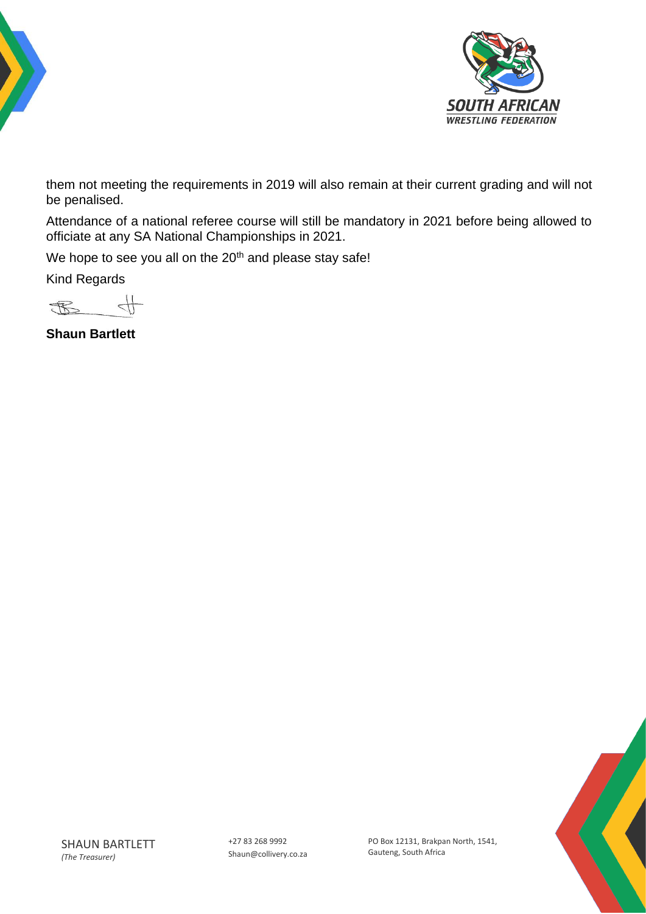them not meeting the requirements in 2019 will also remain at their current grading and will not be penalised.

Attendance of a national referee course will still be mandatory in 2021 before being allowed to officiate at any SA National Championships in 2021.

We hope to see you all on the 20th and please stay safe!

Kind Regards

**Shaun Bartlett**